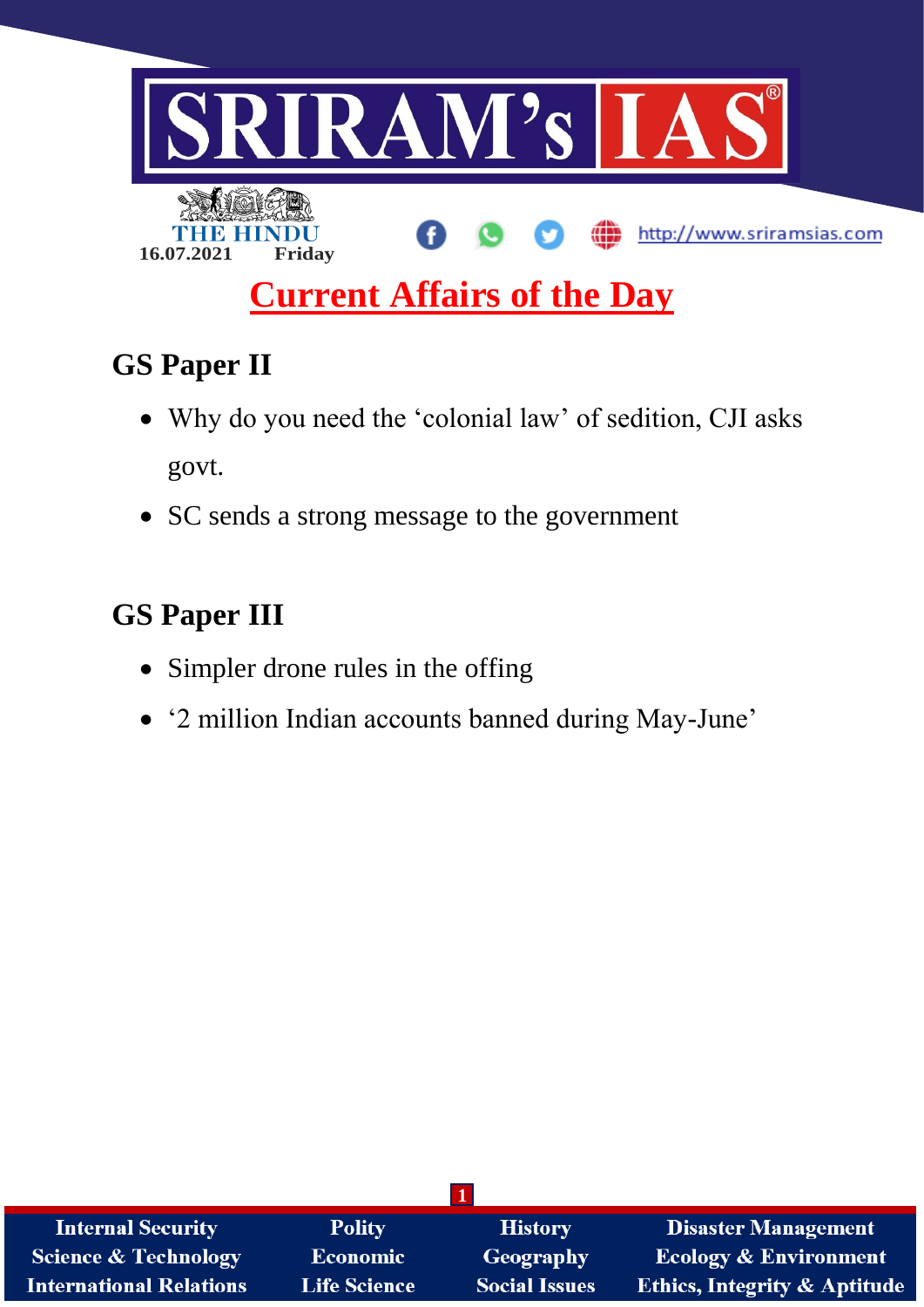16.07.2021 Friday

# Current Affairs of the Day

## GS Paper II

- Why do you need the 'colonial law' of sedition, CJI asks govt.
- SC sends a strong message to the government

## GS Paper III

- Simpler drone rules in the offing
- '2 million Indian accounts banned during May-June'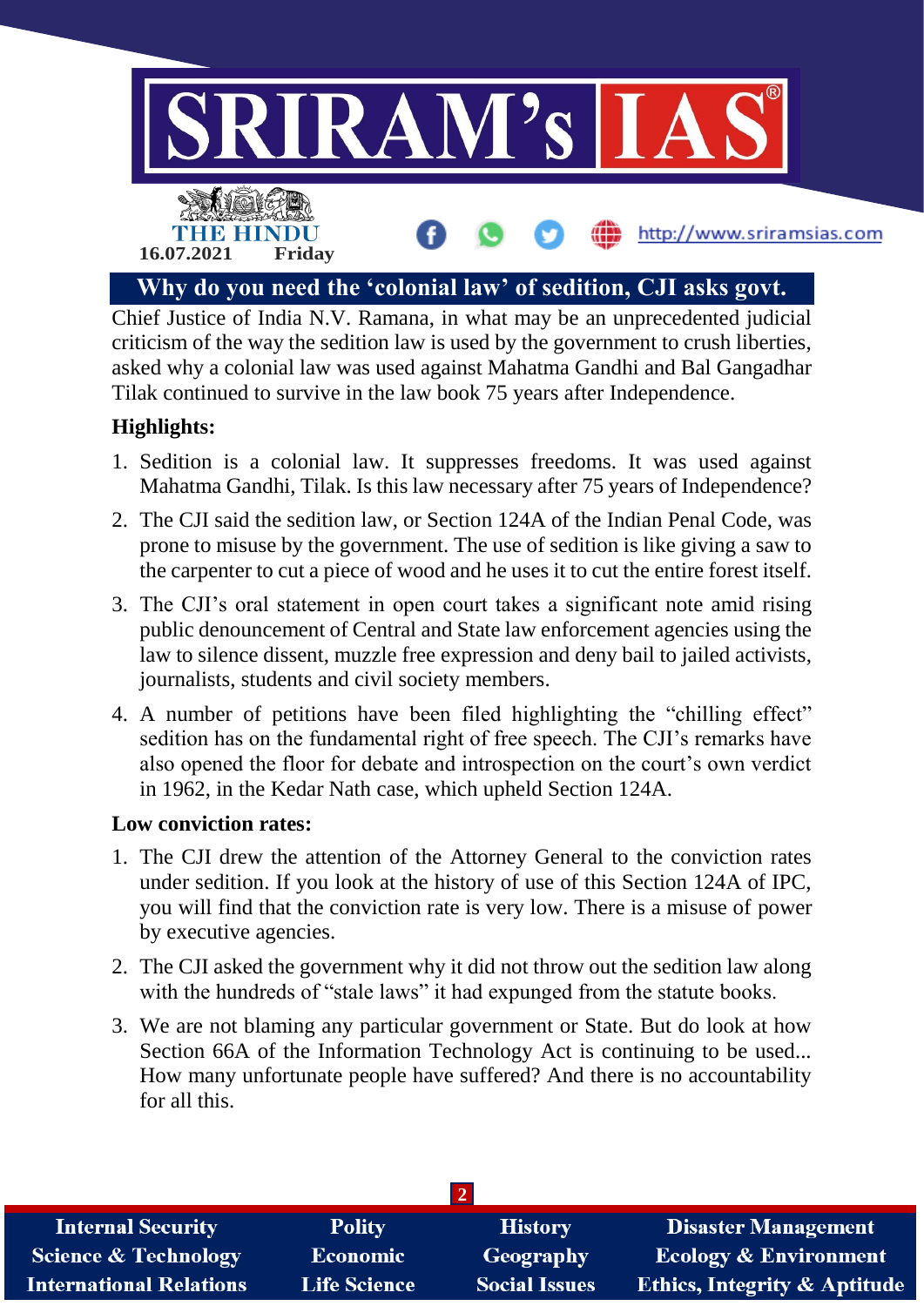# Why do you need the 'colonial law' of sedition, CJI asks govt.

Chief Justice of India N.V. Ramana, in what may be an unprecedented judicial criticism of the way the sedition law is used by the government to crush liberties, asked why a colonial law was used against Mahatma Gandhi and Bal Gangadhar Tilak continued to survive in the law book 75 years after Independence.

**Highlights:**

1. Sedition is a colonial law. It suppresses freedoms. It was used against Mahatma Gandhi, Tilak. Is this law necessary after 75 years of Independence?
2. The CJI said the sedition law, or Section 124A of the Indian Penal Code, was prone to misuse by the government. The use of sedition is like giving a saw to the carpenter to cut a piece of wood and he uses it to cut the entire forest itself.
3. The CJI's oral statement in open court takes a significant note amid rising public denouncement of Central and State law enforcement agencies using the law to silence dissent, muzzle free expression and deny bail to jailed activists, journalists, students and civil society members.
4. A number of petitions have been filed highlighting the "chilling effect" sedition has on the fundamental right of free speech. The CJI's remarks have also opened the floor for debate and introspection on the court's own verdict in 1962, in the Kedar Nath case, which upheld Section 124A.

**Low conviction rates:**

1. The CJI drew the attention of the Attorney General to the conviction rates under sedition. If you look at the history of use of this Section 124A of IPC, you will find that the conviction rate is very low. There is a misuse of power by executive agencies.
2. The CJI asked the government why it did not throw out the sedition law along with the hundreds of "stale laws" it had expunged from the statute books.
3. We are not blaming any particular government or State. But do look at how Section 66A of the Information Technology Act is continuing to be used... How many unfortunate people have suffered? And there is no accountability for all this.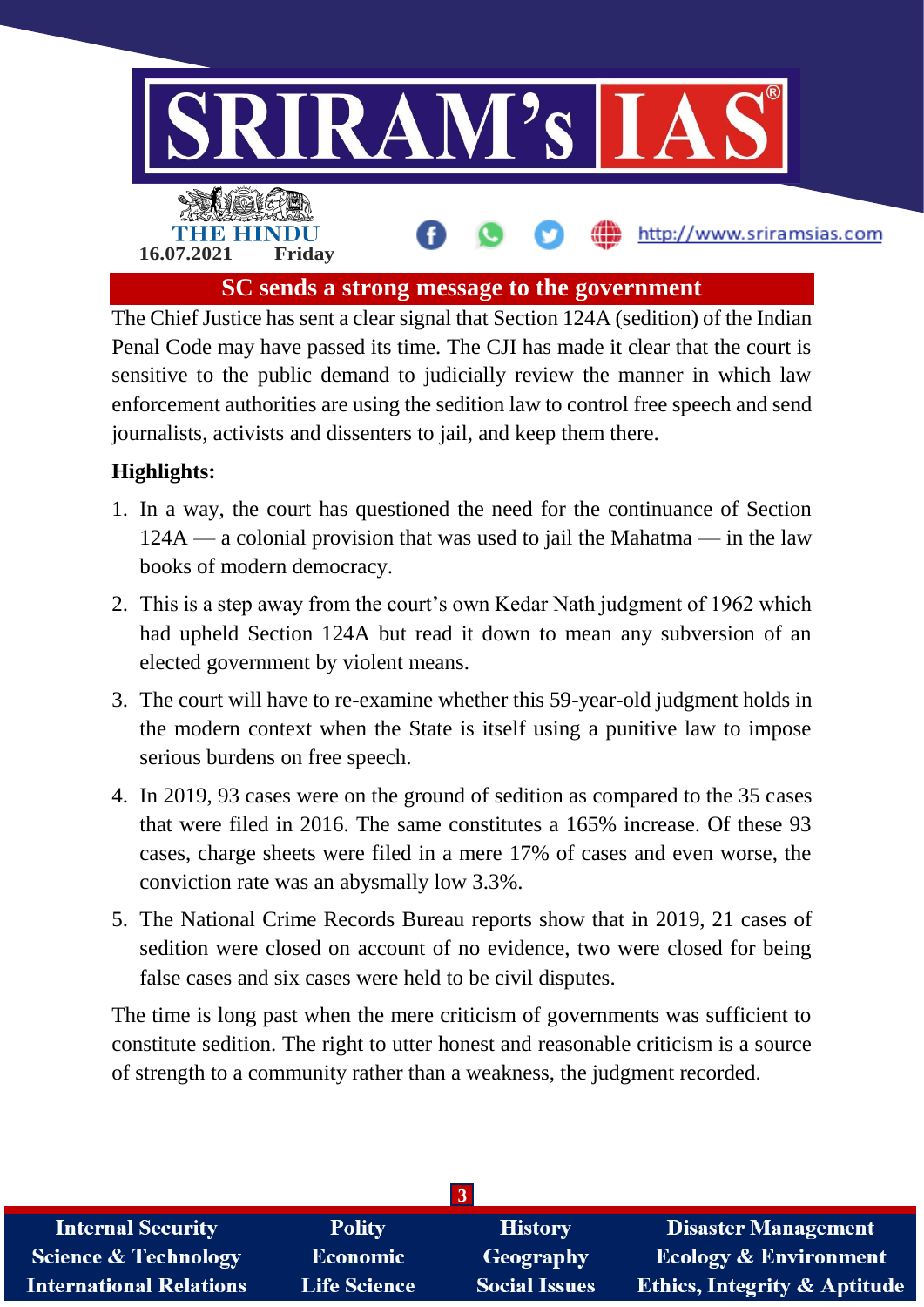## SC sends a strong message to the government

The Chief Justice has sent a clear signal that Section 124A (sedition) of the Indian Penal Code may have passed its time. The CJI has made it clear that the court is sensitive to the public demand to judicially review the manner in which law enforcement authorities are using the sedition law to control free speech and send journalists, activists and dissenters to jail, and keep them there.

**Highlights:**

1. In a way, the court has questioned the need for the continuance of Section 124A — a colonial provision that was used to jail the Mahatma — in the law books of modern democracy.
2. This is a step away from the court's own Kedar Nath judgment of 1962 which had upheld Section 124A but read it down to mean any subversion of an elected government by violent means.
3. The court will have to re-examine whether this 59-year-old judgment holds in the modern context when the State is itself using a punitive law to impose serious burdens on free speech.
4. In 2019, 93 cases were on the ground of sedition as compared to the 35 cases that were filed in 2016. The same constitutes a 165% increase. Of these 93 cases, charge sheets were filed in a mere 17% of cases and even worse, the conviction rate was an abysmally low 3.3%.
5. The National Crime Records Bureau reports show that in 2019, 21 cases of sedition were closed on account of no evidence, two were closed for being false cases and six cases were held to be civil disputes.

The time is long past when the mere criticism of governments was sufficient to constitute sedition. The right to utter honest and reasonable criticism is a source of strength to a community rather than a weakness, the judgment recorded.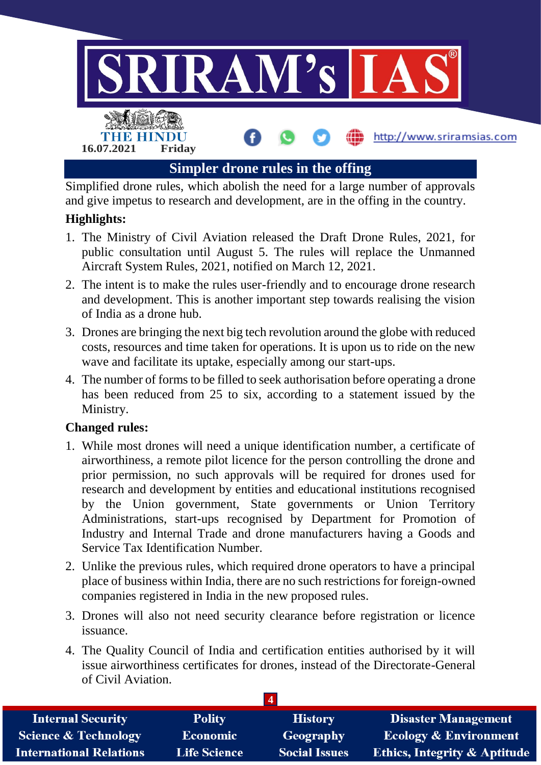## Simpler drone rules in the offing

Simplified drone rules, which abolish the need for a large number of approvals and give impetus to research and development, are in the offing in the country.

**Highlights:**

1. The Ministry of Civil Aviation released the Draft Drone Rules, 2021, for public consultation until August 5. The rules will replace the Unmanned Aircraft System Rules, 2021, notified on March 12, 2021.
2. The intent is to make the rules user-friendly and to encourage drone research and development. This is another important step towards realising the vision of India as a drone hub.
3. Drones are bringing the next big tech revolution around the globe with reduced costs, resources and time taken for operations. It is upon us to ride on the new wave and facilitate its uptake, especially among our start-ups.
4. The number of forms to be filled to seek authorisation before operating a drone has been reduced from 25 to six, according to a statement issued by the Ministry.

**Changed rules:**

1. While most drones will need a unique identification number, a certificate of airworthiness, a remote pilot licence for the person controlling the drone and prior permission, no such approvals will be required for drones used for research and development by entities and educational institutions recognised by the Union government, State governments or Union Territory Administrations, start-ups recognised by Department for Promotion of Industry and Internal Trade and drone manufacturers having a Goods and Service Tax Identification Number.
2. Unlike the previous rules, which required drone operators to have a principal place of business within India, there are no such restrictions for foreign-owned companies registered in India in the new proposed rules.
3. Drones will also not need security clearance before registration or licence issuance.
4. The Quality Council of India and certification entities authorised by it will issue airworthiness certificates for drones, instead of the Directorate-General of Civil Aviation.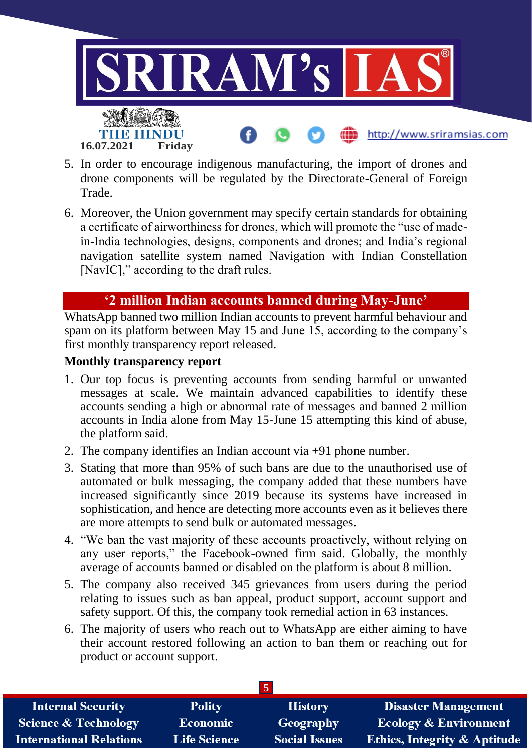5. In order to encourage indigenous manufacturing, the import of drones and drone components will be regulated by the Directorate-General of Foreign Trade.
6. Moreover, the Union government may specify certain standards for obtaining a certificate of airworthiness for drones, which will promote the "use of made-in-India technologies, designs, components and drones; and India's regional navigation satellite system named Navigation with Indian Constellation [NavIC]," according to the draft rules.

## '2 million Indian accounts banned during May-June'

WhatsApp banned two million Indian accounts to prevent harmful behaviour and spam on its platform between May 15 and June 15, according to the company's first monthly transparency report released.

**Monthly transparency report**

1. Our top focus is preventing accounts from sending harmful or unwanted messages at scale. We maintain advanced capabilities to identify these accounts sending a high or abnormal rate of messages and banned 2 million accounts in India alone from May 15-June 15 attempting this kind of abuse, the platform said.
2. The company identifies an Indian account via +91 phone number.
3. Stating that more than 95% of such bans are due to the unauthorised use of automated or bulk messaging, the company added that these numbers have increased significantly since 2019 because its systems have increased in sophistication, and hence are detecting more accounts even as it believes there are more attempts to send bulk or automated messages.
4. "We ban the vast majority of these accounts proactively, without relying on any user reports," the Facebook-owned firm said. Globally, the monthly average of accounts banned or disabled on the platform is about 8 million.
5. The company also received 345 grievances from users during the period relating to issues such as ban appeal, product support, account support and safety support. Of this, the company took remedial action in 63 instances.
6. The majority of users who reach out to WhatsApp are either aiming to have their account restored following an action to ban them or reaching out for product or account support.